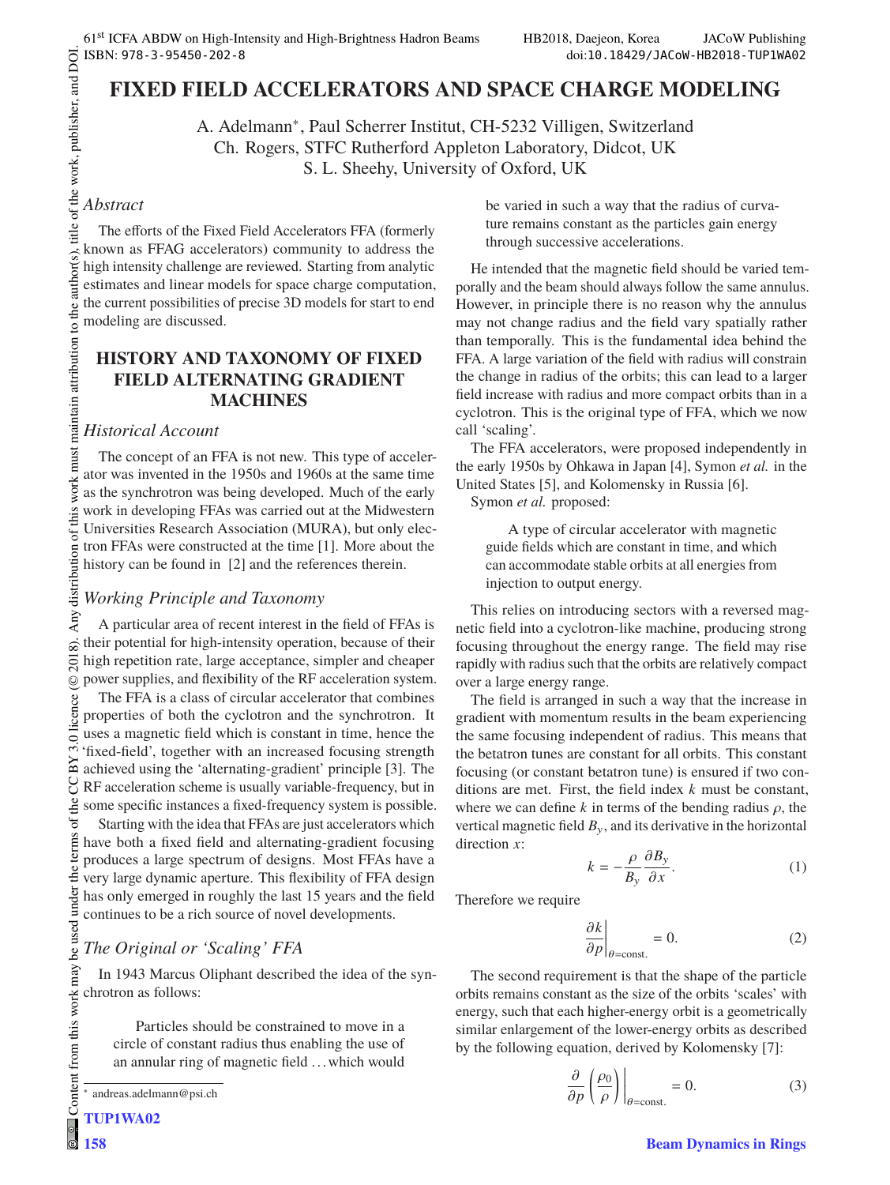# FIXED FIELD ACCELERATORS AND SPACE CHARGE MODELING

A. Adelmann*, Paul Scherrer Institut, CH-5232 Villigen, Switzerland
Ch. Rogers, STFC Rutherford Appleton Laboratory, Didcot, UK
S. L. Sheehy, University of Oxford, UK

## *Abstract*

The efforts of the Fixed Field Accelerators FFA (formerly known as FFAG accelerators) community to address the high intensity challenge are reviewed. Starting from analytic estimates and linear models for space charge computation, the current possibilities of precise 3D models for start to end modeling are discussed.

## HISTORY AND TAXONOMY OF FIXED FIELD ALTERNATING GRADIENT MACHINES

### *Historical Account*

The concept of an FFA is not new. This type of accelerator was invented in the 1950s and 1960s at the same time as the synchrotron was being developed. Much of the early work in developing FFAs was carried out at the Midwestern Universities Research Association (MURA), but only electron FFAs were constructed at the time [1]. More about the history can be found in [2] and the references therein.

### *Working Principle and Taxonomy*

A particular area of recent interest in the field of FFAs is their potential for high-intensity operation, because of their high repetition rate, large acceptance, simpler and cheaper power supplies, and flexibility of the RF acceleration system.

The FFA is a class of circular accelerator that combines properties of both the cyclotron and the synchrotron. It uses a magnetic field which is constant in time, hence the 'fixed-field', together with an increased focusing strength achieved using the 'alternating-gradient' principle [3]. The RF acceleration scheme is usually variable-frequency, but in some specific instances a fixed-frequency system is possible.

Starting with the idea that FFAs are just accelerators which have both a fixed field and alternating-gradient focusing produces a large spectrum of designs. Most FFAs have a very large dynamic aperture. This flexibility of FFA design has only emerged in roughly the last 15 years and the field continues to be a rich source of novel developments.

### *The Original or 'Scaling' FFA*

In 1943 Marcus Oliphant described the idea of the synchrotron as follows:

> Particles should be constrained to move in a circle of constant radius thus enabling the use of an annular ring of magnetic field ... which would be varied in such a way that the radius of curvature remains constant as the particles gain energy through successive accelerations.

He intended that the magnetic field should be varied temporally and the beam should always follow the same annulus. However, in principle there is no reason why the annulus may not change radius and the field vary spatially rather than temporally. This is the fundamental idea behind the FFA. A large variation of the field with radius will constrain the change in radius of the orbits; this can lead to a larger field increase with radius and more compact orbits than in a cyclotron. This is the original type of FFA, which we now call 'scaling'.

The FFA accelerators, were proposed independently in the early 1950s by Ohkawa in Japan [4], Symon *et al.* in the United States [5], and Kolomensky in Russia [6].

Symon *et al.* proposed:

> A type of circular accelerator with magnetic guide fields which are constant in time, and which can accommodate stable orbits at all energies from injection to output energy.

This relies on introducing sectors with a reversed magnetic field into a cyclotron-like machine, producing strong focusing throughout the energy range. The field may rise rapidly with radius such that the orbits are relatively compact over a large energy range.

The field is arranged in such a way that the increase in gradient with momentum results in the beam experiencing the same focusing independent of radius. This means that the betatron tunes are constant for all orbits. This constant focusing (or constant betatron tune) is ensured if two conditions are met. First, the field index $k$ must be constant, where we can define $k$ in terms of the bending radius $\rho$, the vertical magnetic field $B_y$, and its derivative in the horizontal direction $x$:

$$k = -\frac{\rho}{B_y}\frac{\partial B_y}{\partial x}. \quad (1)$$

Therefore we require

$$\left.\frac{\partial k}{\partial p}\right|_{\theta=\text{const.}} = 0. \quad (2)$$

The second requirement is that the shape of the particle orbits remains constant as the size of the orbits 'scales' with energy, such that each higher-energy orbit is a geometrically similar enlargement of the lower-energy orbits as described by the following equation, derived by Kolomensky [7]:

$$\left.\frac{\partial}{\partial p}\left(\frac{\rho_0}{\rho}\right)\right|_{\theta=\text{const.}} = 0. \quad (3)$$

---

* andreas.adelmann@psi.ch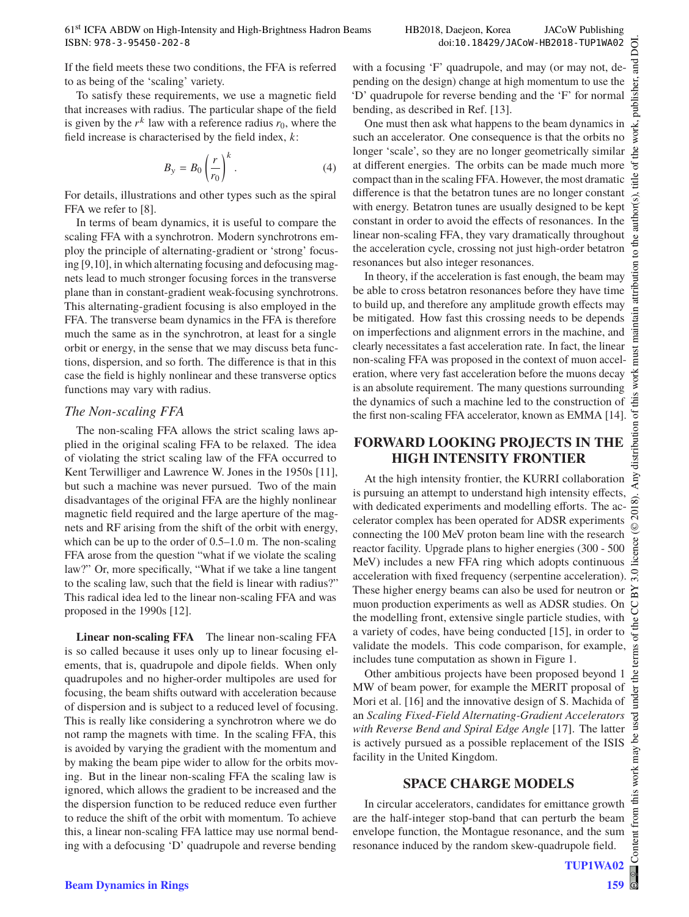If the field meets these two conditions, the FFA is referred to as being of the 'scaling' variety.

To satisfy these requirements, we use a magnetic field that increases with radius. The particular shape of the field is given by the $r^k$ law with a reference radius $r_0$, where the field increase is characterised by the field index, $k$:

$$B_y = B_0 \left(\frac{r}{r_0}\right)^k . \tag{4}$$

For details, illustrations and other types such as the spiral FFA we refer to [8].

In terms of beam dynamics, it is useful to compare the scaling FFA with a synchrotron. Modern synchrotrons employ the principle of alternating-gradient or 'strong' focusing [9,10], in which alternating focusing and defocusing magnets lead to much stronger focusing forces in the transverse plane than in constant-gradient weak-focusing synchrotrons. This alternating-gradient focusing is also employed in the FFA. The transverse beam dynamics in the FFA is therefore much the same as in the synchrotron, at least for a single orbit or energy, in the sense that we may discuss beta functions, dispersion, and so forth. The difference is that in this case the field is highly nonlinear and these transverse optics functions may vary with radius.

### *The Non-scaling FFA*

The non-scaling FFA allows the strict scaling laws applied in the original scaling FFA to be relaxed. The idea of violating the strict scaling law of the FFA occurred to Kent Terwilliger and Lawrence W. Jones in the 1950s [11], but such a machine was never pursued. Two of the main disadvantages of the original FFA are the highly nonlinear magnetic field required and the large aperture of the magnets and RF arising from the shift of the orbit with energy, which can be up to the order of 0.5–1.0 m. The non-scaling FFA arose from the question "what if we violate the scaling law?" Or, more specifically, "What if we take a line tangent to the scaling law, such that the field is linear with radius?" This radical idea led to the linear non-scaling FFA and was proposed in the 1990s [12].

**Linear non-scaling FFA** The linear non-scaling FFA is so called because it uses only up to linear focusing elements, that is, quadrupole and dipole fields. When only quadrupoles and no higher-order multipoles are used for focusing, the beam shifts outward with acceleration because of dispersion and is subject to a reduced level of focusing. This is really like considering a synchrotron where we do not ramp the magnets with time. In the scaling FFA, this is avoided by varying the gradient with the momentum and by making the beam pipe wider to allow for the orbits moving. But in the linear non-scaling FFA the scaling law is ignored, which allows the gradient to be increased and the the dispersion function to be reduced reduce even further to reduce the shift of the orbit with momentum. To achieve this, a linear non-scaling FFA lattice may use normal bending with a defocusing 'D' quadrupole and reverse bending with a focusing 'F' quadrupole, and may (or may not, depending on the design) change at high momentum to use the 'D' quadrupole for reverse bending and the 'F' for normal bending, as described in Ref. [13].

One must then ask what happens to the beam dynamics in such an accelerator. One consequence is that the orbits no longer 'scale', so they are no longer geometrically similar at different energies. The orbits can be made much more compact than in the scaling FFA. However, the most dramatic difference is that the betatron tunes are no longer constant with energy. Betatron tunes are usually designed to be kept constant in order to avoid the effects of resonances. In the linear non-scaling FFA, they vary dramatically throughout the acceleration cycle, crossing not just high-order betatron resonances but also integer resonances.

In theory, if the acceleration is fast enough, the beam may be able to cross betatron resonances before they have time to build up, and therefore any amplitude growth effects may be mitigated. How fast this crossing needs to be depends on imperfections and alignment errors in the machine, and clearly necessitates a fast acceleration rate. In fact, the linear non-scaling FFA was proposed in the context of muon acceleration, where very fast acceleration before the muons decay is an absolute requirement. The many questions surrounding the dynamics of such a machine led to the construction of the first non-scaling FFA accelerator, known as EMMA [14].

## FORWARD LOOKING PROJECTS IN THE HIGH INTENSITY FRONTIER

At the high intensity frontier, the KURRI collaboration is pursuing an attempt to understand high intensity effects, with dedicated experiments and modelling efforts. The accelerator complex has been operated for ADSR experiments connecting the 100 MeV proton beam line with the research reactor facility. Upgrade plans to higher energies (300 - 500 MeV) includes a new FFA ring which adopts continuous acceleration with fixed frequency (serpentine acceleration). These higher energy beams can also be used for neutron or muon production experiments as well as ADSR studies. On the modelling front, extensive single particle studies, with a variety of codes, have being conducted [15], in order to validate the models. This code comparison, for example, includes tune computation as shown in Figure 1.

Other ambitious projects have been proposed beyond 1 MW of beam power, for example the MERIT proposal of Mori et al. [16] and the innovative design of S. Machida of an *Scaling Fixed-Field Alternating-Gradient Accelerators with Reverse Bend and Spiral Edge Angle* [17]. The latter is actively pursued as a possible replacement of the ISIS facility in the United Kingdom.

## SPACE CHARGE MODELS

In circular accelerators, candidates for emittance growth are the half-integer stop-band that can perturb the beam envelope function, the Montague resonance, and the sum resonance induced by the random skew-quadrupole field.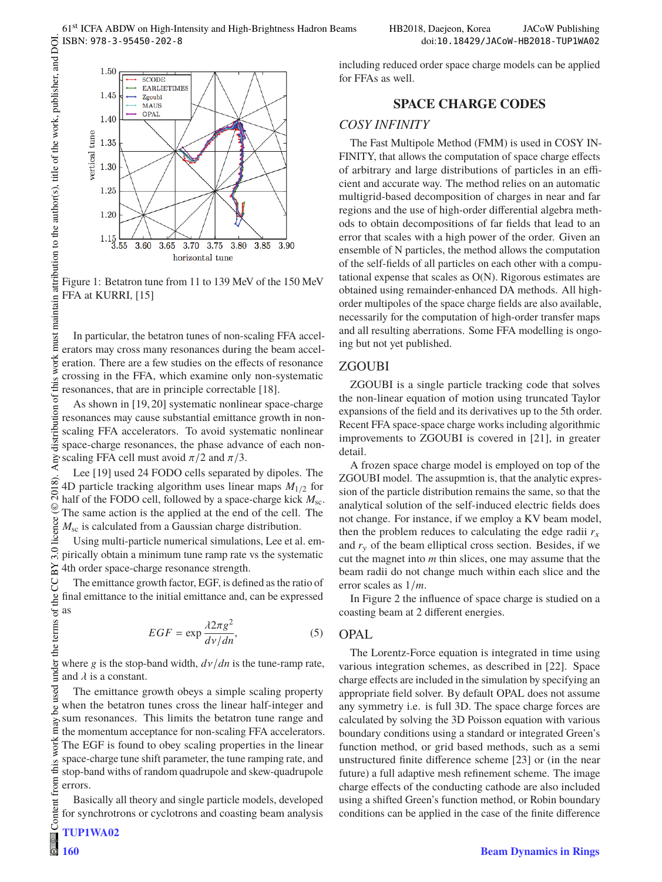Figure 1: Betatron tune from 11 to 139 MeV of the 150 MeV FFA at KURRI, [15]

In particular, the betatron tunes of non-scaling FFA accelerators may cross many resonances during the beam acceleration. There are a few studies on the effects of resonance crossing in the FFA, which examine only non-systematic resonances, that are in principle correctable [18].

As shown in [19, 20] systematic nonlinear space-charge resonances may cause substantial emittance growth in non-scaling FFA accelerators. To avoid systematic nonlinear space-charge resonances, the phase advance of each non-scaling FFA cell must avoid $\pi/2$ and $\pi/3$.

Lee [19] used 24 FODO cells separated by dipoles. The 4D particle tracking algorithm uses linear maps $M_{1/2}$ for half of the FODO cell, followed by a space-charge kick $M_{sc}$. The same action is the applied at the end of the cell. The $M_{sc}$ is calculated from a Gaussian charge distribution.

Using multi-particle numerical simulations, Lee et al. empirically obtain a minimum tune ramp rate vs the systematic 4th order space-charge resonance strength.

The emittance growth factor, EGF, is defined as the ratio of final emittance to the initial emittance and, can be expressed as

$$EGF = \exp \frac{\lambda 2\pi g^2}{d\nu/dn}, \tag{5}$$

where $g$ is the stop-band width, $d\nu/dn$ is the tune-ramp rate, and $\lambda$ is a constant.

The emittance growth obeys a simple scaling property when the betatron tunes cross the linear half-integer and sum resonances. This limits the betatron tune range and the momentum acceptance for non-scaling FFA accelerators. The EGF is found to obey scaling properties in the linear space-charge tune shift parameter, the tune ramping rate, and stop-band withs of random quadrupole and skew-quadrupole errors.

Basically all theory and single particle models, developed for synchrotrons or cyclotrons and coasting beam analysis including reduced order space charge models can be applied for FFAs as well.

## SPACE CHARGE CODES

### *COSY INFINITY*

The Fast Multipole Method (FMM) is used in COSY INFINITY, that allows the computation of space charge effects of arbitrary and large distributions of particles in an efficient and accurate way. The method relies on an automatic multigrid-based decomposition of charges in near and far regions and the use of high-order differential algebra methods to obtain decompositions of far fields that lead to an error that scales with a high power of the order. Given an ensemble of N particles, the method allows the computation of the self-fields of all particles on each other with a computational expense that scales as O(N). Rigorous estimates are obtained using remainder-enhanced DA methods. All high-order multipoles of the space charge fields are also available, necessarily for the computation of high-order transfer maps and all resulting aberrations. Some FFA modelling is ongoing but not yet published.

### ZGOUBI

ZGOUBI is a single particle tracking code that solves the non-linear equation of motion using truncated Taylor expansions of the field and its derivatives up to the 5th order. Recent FFA space-space charge works including algorithmic improvements to ZGOUBI is covered in [21], in greater detail.

A frozen space charge model is employed on top of the ZGOUBI model. The assupmtion is, that the analytic expression of the particle distribution remains the same, so that the analytical solution of the self-induced electric fields does not change. For instance, if we employ a KV beam model, then the problem reduces to calculating the edge radii $r_x$ and $r_y$ of the beam elliptical cross section. Besides, if we cut the magnet into $m$ thin slices, one may assume that the beam radii do not change much within each slice and the error scales as $1/m$.

In Figure 2 the influence of space charge is studied on a coasting beam at 2 different energies.

### OPAL

The Lorentz-Force equation is integrated in time using various integration schemes, as described in [22]. Space charge effects are included in the simulation by specifying an appropriate field solver. By default OPAL does not assume any symmetry i.e. is full 3D. The space charge forces are calculated by solving the 3D Poisson equation with various boundary conditions using a standard or integrated Green's function method, or grid based methods, such as a semi unstructured finite difference scheme [23] or (in the near future) a full adaptive mesh refinement scheme. The image charge effects of the conducting cathode are also included using a shifted Green's function method, or Robin boundary conditions can be applied in the case of the finite difference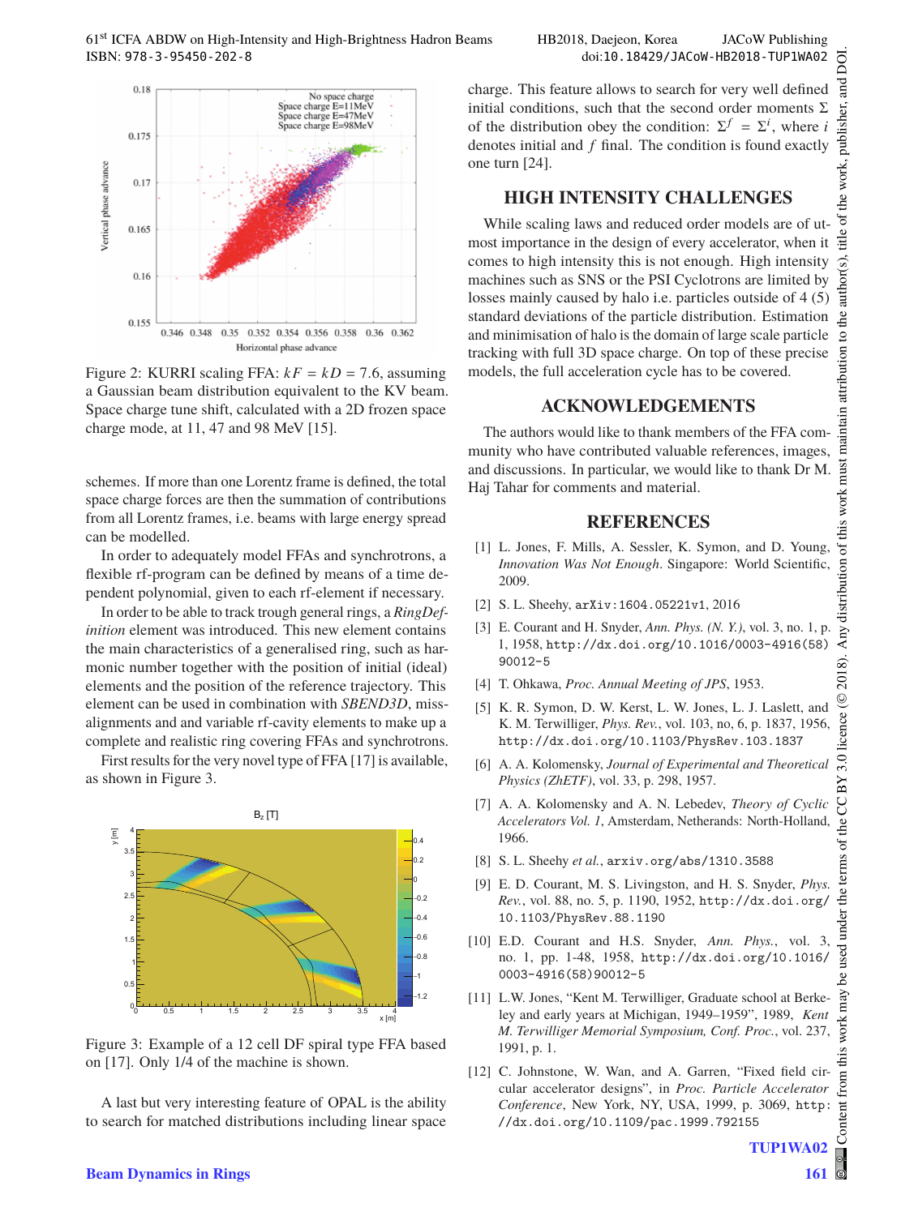Figure 2: KURRI scaling FFA: $kF = kD = 7.6$, assuming a Gaussian beam distribution equivalent to the KV beam. Space charge tune shift, calculated with a 2D frozen space charge mode, at 11, 47 and 98 MeV [15].

schemes. If more than one Lorentz frame is defined, the total space charge forces are then the summation of contributions from all Lorentz frames, i.e. beams with large energy spread can be modelled.

In order to adequately model FFAs and synchrotrons, a flexible rf-program can be defined by means of a time dependent polynomial, given to each rf-element if necessary.

In order to be able to track trough general rings, a *RingDefinition* element was introduced. This new element contains the main characteristics of a generalised ring, such as harmonic number together with the position of initial (ideal) elements and the position of the reference trajectory. This element can be used in combination with *SBEND3D*, missalignments and and variable rf-cavity elements to make up a complete and realistic ring covering FFAs and synchrotrons.

First results for the very novel type of FFA [17] is available, as shown in Figure 3.

Figure 3: Example of a 12 cell DF spiral type FFA based on [17]. Only 1/4 of the machine is shown.

A last but very interesting feature of OPAL is the ability to search for matched distributions including linear space charge. This feature allows to search for very well defined initial conditions, such that the second order moments $\Sigma$ of the distribution obey the condition: $\Sigma^f = \Sigma^i$, where $i$ denotes initial and $f$ final. The condition is found exactly one turn [24].

## HIGH INTENSITY CHALLENGES

While scaling laws and reduced order models are of utmost importance in the design of every accelerator, when it comes to high intensity this is not enough. High intensity machines such as SNS or the PSI Cyclotrons are limited by losses mainly caused by halo i.e. particles outside of 4 (5) standard deviations of the particle distribution. Estimation and minimisation of halo is the domain of large scale particle tracking with full 3D space charge. On top of these precise models, the full acceleration cycle has to be covered.

## ACKNOWLEDGEMENTS

The authors would like to thank members of the FFA community who have contributed valuable references, images, and discussions. In particular, we would like to thank Dr M. Haj Tahar for comments and material.

## REFERENCES

[1] L. Jones, F. Mills, A. Sessler, K. Symon, and D. Young, *Innovation Was Not Enough*. Singapore: World Scientific, 2009.

[2] S. L. Sheehy, arXiv:1604.05221v1, 2016

[3] E. Courant and H. Snyder, *Ann. Phys. (N. Y.)*, vol. 3, no. 1, p. 1, 1958, http://dx.doi.org/10.1016/0003-4916(58)90012-5

[4] T. Ohkawa, *Proc. Annual Meeting of JPS*, 1953.

[5] K. R. Symon, D. W. Kerst, L. W. Jones, L. J. Laslett, and K. M. Terwilliger, *Phys. Rev.*, vol. 103, no, 6, p. 1837, 1956, http://dx.doi.org/10.1103/PhysRev.103.1837

[6] A. A. Kolomensky, *Journal of Experimental and Theoretical Physics (ZhETF)*, vol. 33, p. 298, 1957.

[7] A. A. Kolomensky and A. N. Lebedev, *Theory of Cyclic Accelerators Vol. 1*, Amsterdam, Netherands: North-Holland, 1966.

[8] S. L. Sheehy *et al.*, arxiv.org/abs/1310.3588

[9] E. D. Courant, M. S. Livingston, and H. S. Snyder, *Phys. Rev.*, vol. 88, no. 5, p. 1190, 1952, http://dx.doi.org/10.1103/PhysRev.88.1190

[10] E.D. Courant and H.S. Snyder, *Ann. Phys.*, vol. 3, no. 1, pp. 1-48, 1958, http://dx.doi.org/10.1016/0003-4916(58)90012-5

[11] L.W. Jones, "Kent M. Terwilliger, Graduate school at Berkeley and early years at Michigan, 1949–1959", 1989, *Kent M. Terwilliger Memorial Symposium, Conf. Proc.*, vol. 237, 1991, p. 1.

[12] C. Johnstone, W. Wan, and A. Garren, "Fixed field circular accelerator designs", in *Proc. Particle Accelerator Conference*, New York, NY, USA, 1999, p. 3069, http://dx.doi.org/10.1109/pac.1999.792155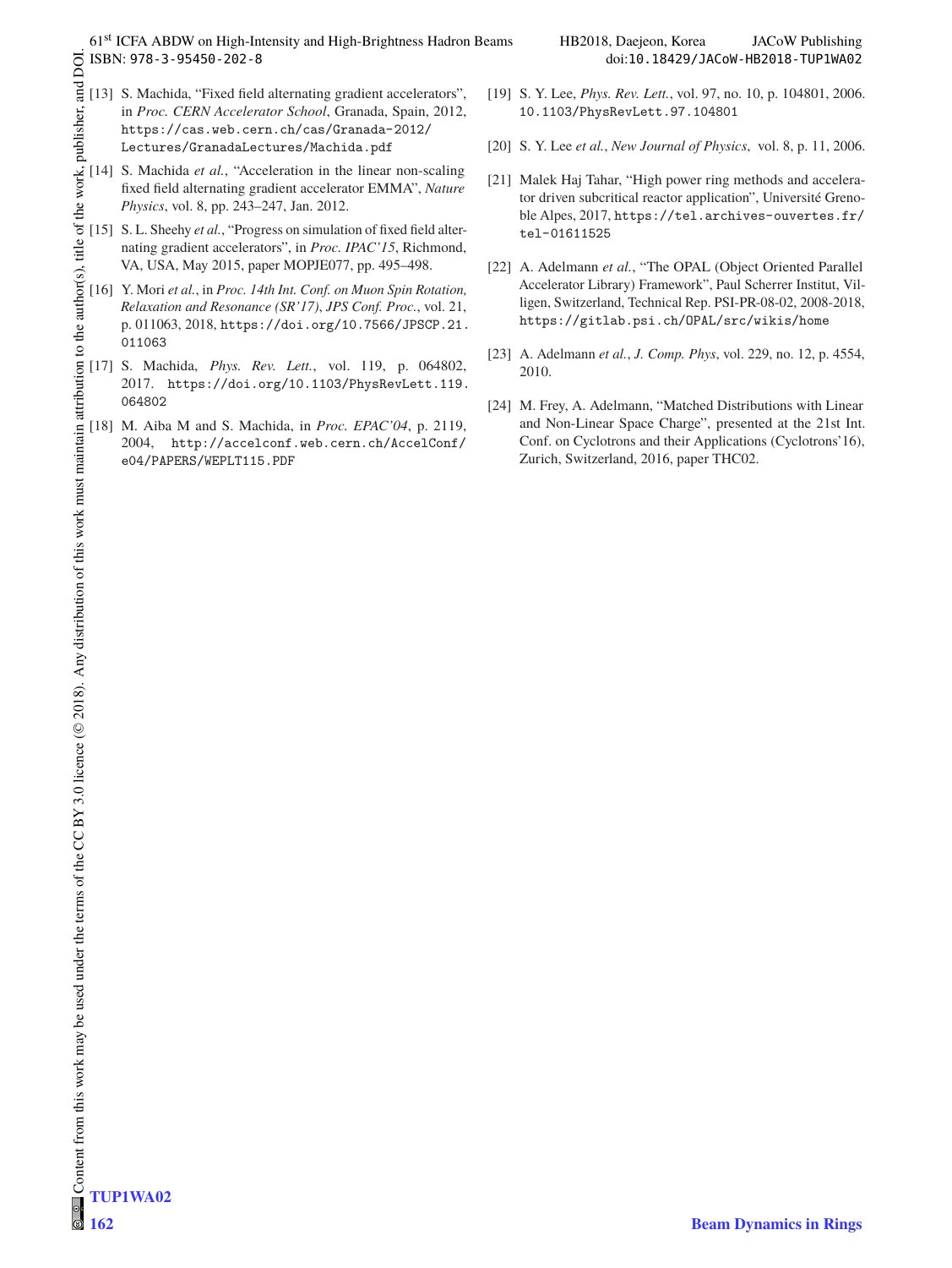[13] S. Machida, "Fixed field alternating gradient accelerators", in *Proc. CERN Accelerator School*, Granada, Spain, 2012, https://cas.web.cern.ch/cas/Granada-2012/Lectures/GranadaLectures/Machida.pdf

[14] S. Machida *et al.*, "Acceleration in the linear non-scaling fixed field alternating gradient accelerator EMMA", *Nature Physics*, vol. 8, pp. 243–247, Jan. 2012.

[15] S. L. Sheehy *et al.*, "Progress on simulation of fixed field alternating gradient accelerators", in *Proc. IPAC'15*, Richmond, VA, USA, May 2015, paper MOPJE077, pp. 495–498.

[16] Y. Mori *et al.*, in *Proc. 14th Int. Conf. on Muon Spin Rotation, Relaxation and Resonance (SR'17)*, *JPS Conf. Proc.*, vol. 21, p. 011063, 2018, https://doi.org/10.7566/JPSCP.21.011063

[17] S. Machida, *Phys. Rev. Lett.*, vol. 119, p. 064802, 2017. https://doi.org/10.1103/PhysRevLett.119.064802

[18] M. Aiba M and S. Machida, in *Proc. EPAC'04*, p. 2119, 2004, http://accelconf.web.cern.ch/AccelConf/e04/PAPERS/WEPLT115.PDF

[19] S. Y. Lee, *Phys. Rev. Lett.*, vol. 97, no. 10, p. 104801, 2006. 10.1103/PhysRevLett.97.104801

[20] S. Y. Lee *et al.*, *New Journal of Physics*, vol. 8, p. 11, 2006.

[21] Malek Haj Tahar, "High power ring methods and accelerator driven subcritical reactor application", Université Grenoble Alpes, 2017, https://tel.archives-ouvertes.fr/tel-01611525

[22] A. Adelmann *et al.*, "The OPAL (Object Oriented Parallel Accelerator Library) Framework", Paul Scherrer Institut, Villigen, Switzerland, Technical Rep. PSI-PR-08-02, 2008-2018, https://gitlab.psi.ch/OPAL/src/wikis/home

[23] A. Adelmann *et al.*, *J. Comp. Phys*, vol. 229, no. 12, p. 4554, 2010.

[24] M. Frey, A. Adelmann, "Matched Distributions with Linear and Non-Linear Space Charge", presented at the 21st Int. Conf. on Cyclotrons and their Applications (Cyclotrons'16), Zurich, Switzerland, 2016, paper THC02.